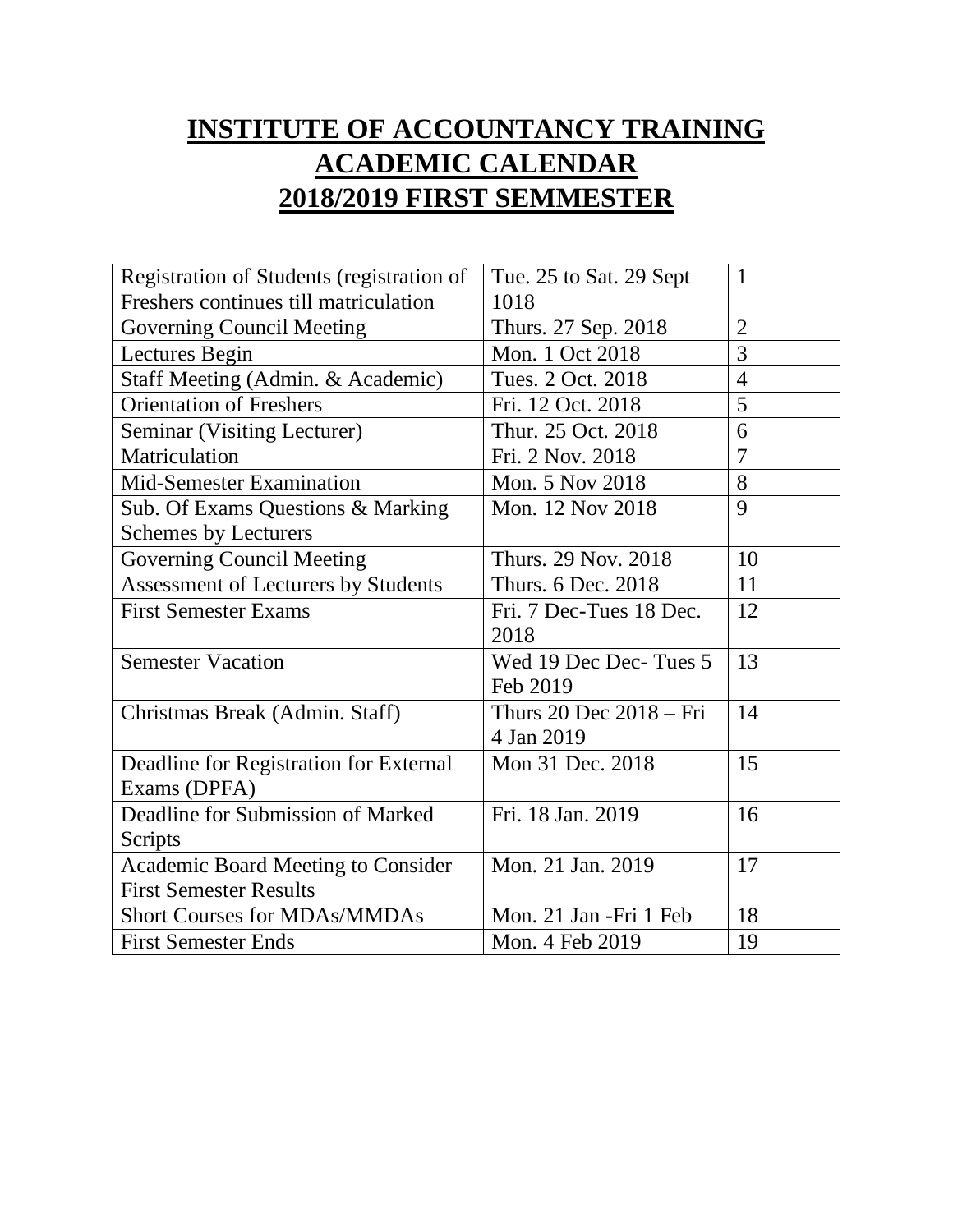# INSTITUTE OF ACCOUNTANCY TRAINING
# ACADEMIC CALENDAR
# 2018/2019 FIRST SEMMESTER

| Activity | Date | No. |
|---|---|---|
| Registration of Students (registration of Freshers continues till matriculation | Tue. 25 to Sat. 29 Sept 1018 | 1 |
| Governing Council Meeting | Thurs. 27 Sep. 2018 | 2 |
| Lectures Begin | Mon. 1 Oct 2018 | 3 |
| Staff Meeting (Admin. & Academic) | Tues. 2 Oct. 2018 | 4 |
| Orientation of Freshers | Fri. 12 Oct. 2018 | 5 |
| Seminar (Visiting Lecturer) | Thur. 25 Oct. 2018 | 6 |
| Matriculation | Fri. 2 Nov. 2018 | 7 |
| Mid-Semester Examination | Mon. 5 Nov 2018 | 8 |
| Sub. Of Exams Questions & Marking Schemes by Lecturers | Mon. 12 Nov 2018 | 9 |
| Governing Council Meeting | Thurs. 29 Nov. 2018 | 10 |
| Assessment of Lecturers by Students | Thurs. 6 Dec. 2018 | 11 |
| First Semester Exams | Fri. 7 Dec-Tues 18 Dec. 2018 | 12 |
| Semester Vacation | Wed 19 Dec Dec- Tues 5 Feb 2019 | 13 |
| Christmas Break (Admin. Staff) | Thurs 20 Dec 2018 – Fri 4 Jan 2019 | 14 |
| Deadline for Registration for External Exams (DPFA) | Mon 31 Dec. 2018 | 15 |
| Deadline for Submission of Marked Scripts | Fri. 18 Jan. 2019 | 16 |
| Academic Board Meeting to Consider First Semester Results | Mon. 21 Jan. 2019 | 17 |
| Short Courses for MDAs/MMDAs | Mon. 21 Jan -Fri 1 Feb | 18 |
| First Semester Ends | Mon. 4 Feb 2019 | 19 |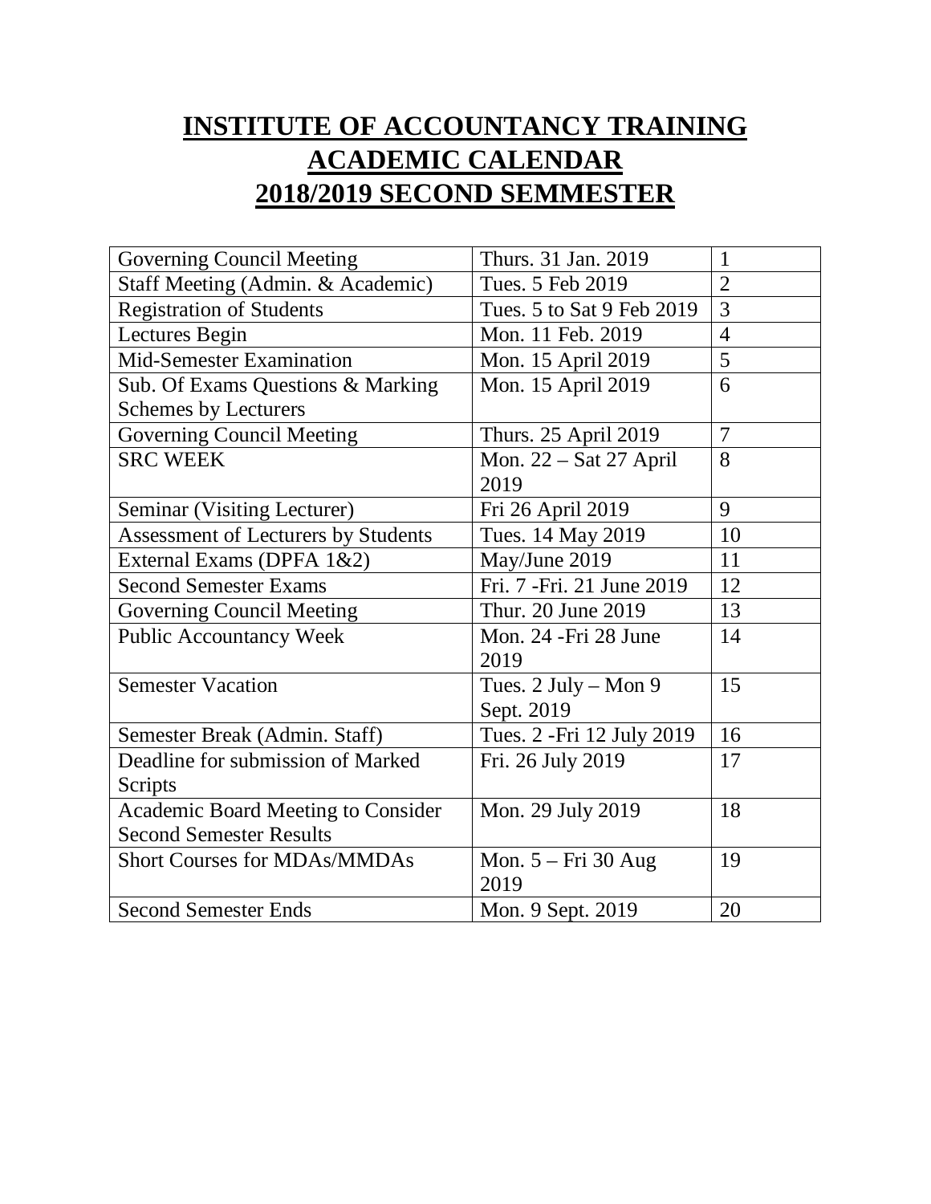# INSTITUTE OF ACCOUNTANCY TRAINING
# ACADEMIC CALENDAR
# 2018/2019 SECOND SEMMESTER

| | | |
|---|---|---|
| Governing Council Meeting | Thurs. 31 Jan. 2019 | 1 |
| Staff Meeting (Admin. & Academic) | Tues. 5 Feb 2019 | 2 |
| Registration of Students | Tues. 5 to Sat 9 Feb 2019 | 3 |
| Lectures Begin | Mon. 11 Feb. 2019 | 4 |
| Mid-Semester Examination | Mon. 15 April 2019 | 5 |
| Sub. Of Exams Questions & Marking Schemes by Lecturers | Mon. 15 April 2019 | 6 |
| Governing Council Meeting | Thurs. 25 April 2019 | 7 |
| SRC WEEK | Mon. 22 – Sat 27 April 2019 | 8 |
| Seminar (Visiting Lecturer) | Fri 26 April 2019 | 9 |
| Assessment of Lecturers by Students | Tues. 14 May 2019 | 10 |
| External Exams (DPFA 1&2) | May/June 2019 | 11 |
| Second Semester Exams | Fri. 7 -Fri. 21 June 2019 | 12 |
| Governing Council Meeting | Thur. 20 June 2019 | 13 |
| Public Accountancy Week | Mon. 24 -Fri 28 June 2019 | 14 |
| Semester Vacation | Tues. 2 July – Mon 9 Sept. 2019 | 15 |
| Semester Break (Admin. Staff) | Tues. 2 -Fri 12 July 2019 | 16 |
| Deadline for submission of Marked Scripts | Fri. 26 July 2019 | 17 |
| Academic Board Meeting to Consider Second Semester Results | Mon. 29 July 2019 | 18 |
| Short Courses for MDAs/MMDAs | Mon. 5 – Fri 30 Aug 2019 | 19 |
| Second Semester Ends | Mon. 9 Sept. 2019 | 20 |